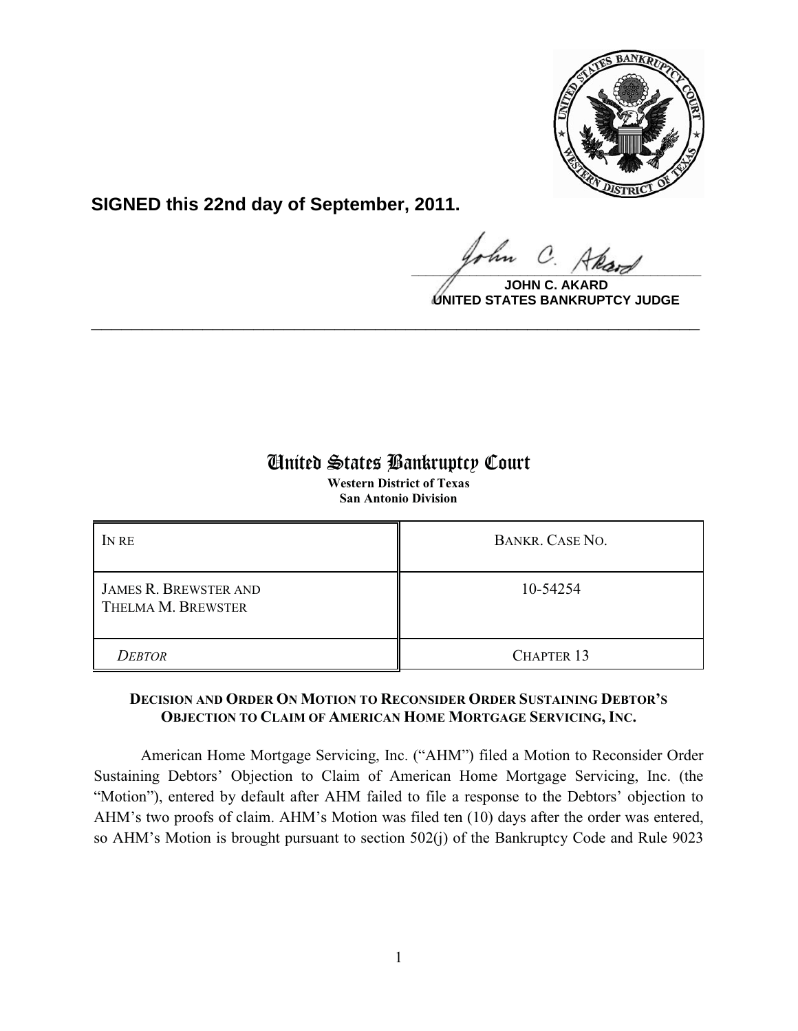**SIGNED this 22nd day of September, 2011.**

**JOHN C. AKARD**
**UNITED STATES BANKRUPTCY JUDGE**

---

# United States Bankruptcy Court

**Western District of Texas**
**San Antonio Division**

| IN RE | BANKR. CASE NO. |
|---|---|
| JAMES R. BREWSTER AND THELMA M. BREWSTER | 10-54254 |
| *DEBTOR* | CHAPTER 13 |

**DECISION AND ORDER ON MOTION TO RECONSIDER ORDER SUSTAINING DEBTOR'S OBJECTION TO CLAIM OF AMERICAN HOME MORTGAGE SERVICING, INC.**

American Home Mortgage Servicing, Inc. ("AHM") filed a Motion to Reconsider Order Sustaining Debtors' Objection to Claim of American Home Mortgage Servicing, Inc. (the "Motion"), entered by default after AHM failed to file a response to the Debtors' objection to AHM's two proofs of claim. AHM's Motion was filed ten (10) days after the order was entered, so AHM's Motion is brought pursuant to section 502(j) of the Bankruptcy Code and Rule 9023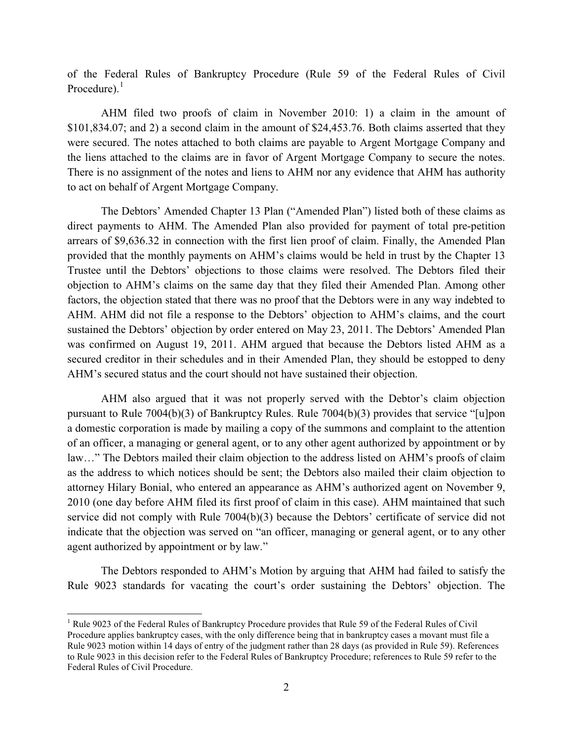of the Federal Rules of Bankruptcy Procedure (Rule 59 of the Federal Rules of Civil Procedure).[1]

AHM filed two proofs of claim in November 2010: 1) a claim in the amount of \$101,834.07; and 2) a second claim in the amount of \$24,453.76. Both claims asserted that they were secured. The notes attached to both claims are payable to Argent Mortgage Company and the liens attached to the claims are in favor of Argent Mortgage Company to secure the notes. There is no assignment of the notes and liens to AHM nor any evidence that AHM has authority to act on behalf of Argent Mortgage Company.

The Debtors' Amended Chapter 13 Plan ("Amended Plan") listed both of these claims as direct payments to AHM. The Amended Plan also provided for payment of total pre-petition arrears of \$9,636.32 in connection with the first lien proof of claim. Finally, the Amended Plan provided that the monthly payments on AHM's claims would be held in trust by the Chapter 13 Trustee until the Debtors' objections to those claims were resolved. The Debtors filed their objection to AHM's claims on the same day that they filed their Amended Plan. Among other factors, the objection stated that there was no proof that the Debtors were in any way indebted to AHM. AHM did not file a response to the Debtors' objection to AHM's claims, and the court sustained the Debtors' objection by order entered on May 23, 2011. The Debtors' Amended Plan was confirmed on August 19, 2011. AHM argued that because the Debtors listed AHM as a secured creditor in their schedules and in their Amended Plan, they should be estopped to deny AHM's secured status and the court should not have sustained their objection.

AHM also argued that it was not properly served with the Debtor's claim objection pursuant to Rule 7004(b)(3) of Bankruptcy Rules. Rule 7004(b)(3) provides that service "[u]pon a domestic corporation is made by mailing a copy of the summons and complaint to the attention of an officer, a managing or general agent, or to any other agent authorized by appointment or by law…" The Debtors mailed their claim objection to the address listed on AHM's proofs of claim as the address to which notices should be sent; the Debtors also mailed their claim objection to attorney Hilary Bonial, who entered an appearance as AHM's authorized agent on November 9, 2010 (one day before AHM filed its first proof of claim in this case). AHM maintained that such service did not comply with Rule 7004(b)(3) because the Debtors' certificate of service did not indicate that the objection was served on "an officer, managing or general agent, or to any other agent authorized by appointment or by law."

The Debtors responded to AHM's Motion by arguing that AHM had failed to satisfy the Rule 9023 standards for vacating the court's order sustaining the Debtors' objection. The

[1] Rule 9023 of the Federal Rules of Bankruptcy Procedure provides that Rule 59 of the Federal Rules of Civil Procedure applies bankruptcy cases, with the only difference being that in bankruptcy cases a movant must file a Rule 9023 motion within 14 days of entry of the judgment rather than 28 days (as provided in Rule 59). References to Rule 9023 in this decision refer to the Federal Rules of Bankruptcy Procedure; references to Rule 59 refer to the Federal Rules of Civil Procedure.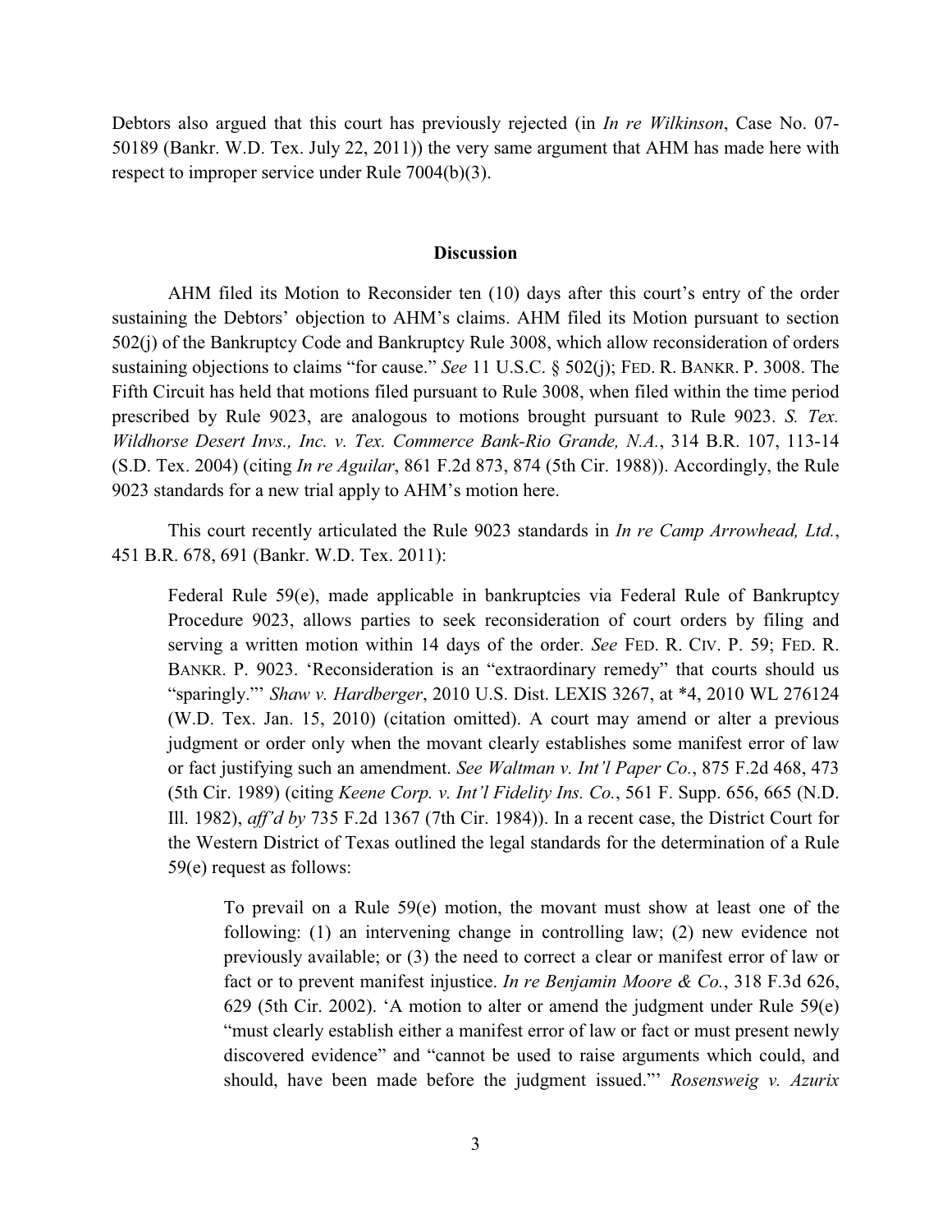Debtors also argued that this court has previously rejected (in *In re Wilkinson*, Case No. 07-50189 (Bankr. W.D. Tex. July 22, 2011)) the very same argument that AHM has made here with respect to improper service under Rule 7004(b)(3).

## Discussion

AHM filed its Motion to Reconsider ten (10) days after this court's entry of the order sustaining the Debtors' objection to AHM's claims. AHM filed its Motion pursuant to section 502(j) of the Bankruptcy Code and Bankruptcy Rule 3008, which allow reconsideration of orders sustaining objections to claims "for cause." *See* 11 U.S.C. § 502(j); FED. R. BANKR. P. 3008. The Fifth Circuit has held that motions filed pursuant to Rule 3008, when filed within the time period prescribed by Rule 9023, are analogous to motions brought pursuant to Rule 9023. *S. Tex. Wildhorse Desert Invs., Inc. v. Tex. Commerce Bank-Rio Grande, N.A.*, 314 B.R. 107, 113-14 (S.D. Tex. 2004) (citing *In re Aguilar*, 861 F.2d 873, 874 (5th Cir. 1988)). Accordingly, the Rule 9023 standards for a new trial apply to AHM's motion here.

This court recently articulated the Rule 9023 standards in *In re Camp Arrowhead, Ltd.*, 451 B.R. 678, 691 (Bankr. W.D. Tex. 2011):

> Federal Rule 59(e), made applicable in bankruptcies via Federal Rule of Bankruptcy Procedure 9023, allows parties to seek reconsideration of court orders by filing and serving a written motion within 14 days of the order. *See* FED. R. CIV. P. 59; FED. R. BANKR. P. 9023. 'Reconsideration is an "extraordinary remedy" that courts should us "sparingly."' *Shaw v. Hardberger*, 2010 U.S. Dist. LEXIS 3267, at *4, 2010 WL 276124 (W.D. Tex. Jan. 15, 2010) (citation omitted). A court may amend or alter a previous judgment or order only when the movant clearly establishes some manifest error of law or fact justifying such an amendment. *See Waltman v. Int'l Paper Co.*, 875 F.2d 468, 473 (5th Cir. 1989) (citing *Keene Corp. v. Int'l Fidelity Ins. Co.*, 561 F. Supp. 656, 665 (N.D. Ill. 1982), *aff'd by* 735 F.2d 1367 (7th Cir. 1984)). In a recent case, the District Court for the Western District of Texas outlined the legal standards for the determination of a Rule 59(e) request as follows:
>
> > To prevail on a Rule 59(e) motion, the movant must show at least one of the following: (1) an intervening change in controlling law; (2) new evidence not previously available; or (3) the need to correct a clear or manifest error of law or fact or to prevent manifest injustice. *In re Benjamin Moore & Co.*, 318 F.3d 626, 629 (5th Cir. 2002). 'A motion to alter or amend the judgment under Rule 59(e) "must clearly establish either a manifest error of law or fact or must present newly discovered evidence" and "cannot be used to raise arguments which could, and should, have been made before the judgment issued."' *Rosensweig v. Azurix*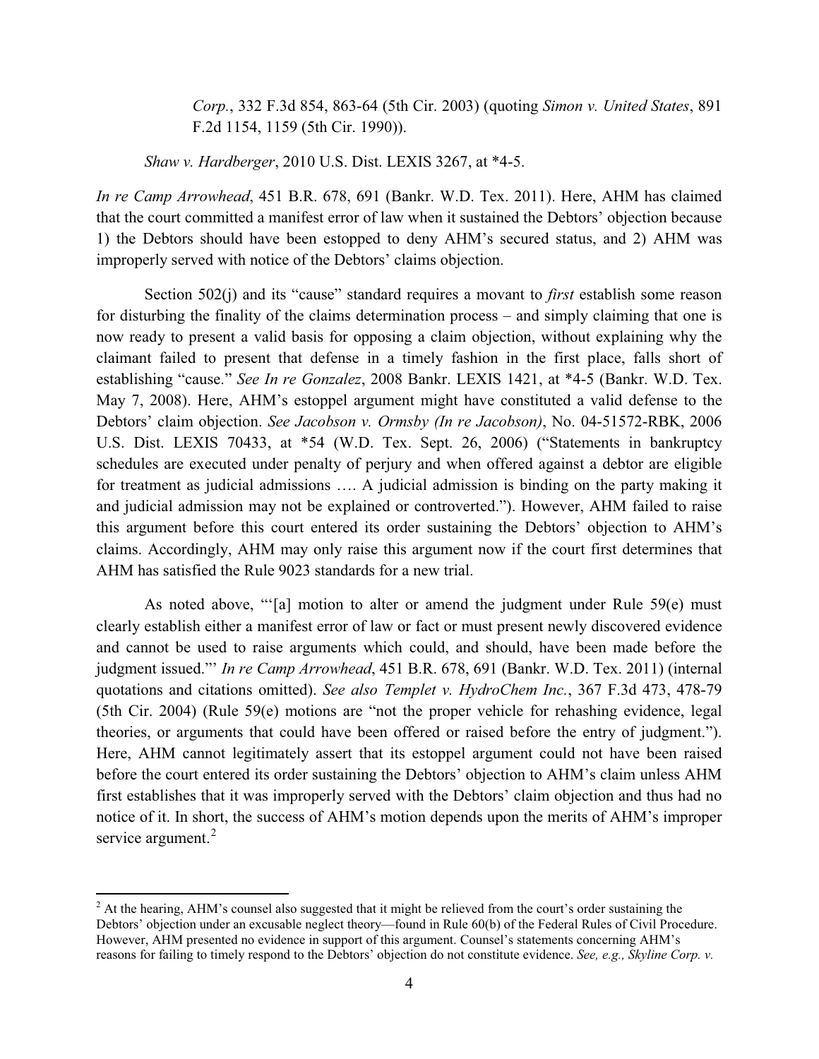*Corp.*, 332 F.3d 854, 863-64 (5th Cir. 2003) (quoting *Simon v. United States*, 891 F.2d 1154, 1159 (5th Cir. 1990)).

*Shaw v. Hardberger*, 2010 U.S. Dist. LEXIS 3267, at *4-5.

*In re Camp Arrowhead*, 451 B.R. 678, 691 (Bankr. W.D. Tex. 2011). Here, AHM has claimed that the court committed a manifest error of law when it sustained the Debtors' objection because 1) the Debtors should have been estopped to deny AHM's secured status, and 2) AHM was improperly served with notice of the Debtors' claims objection.

Section 502(j) and its "cause" standard requires a movant to *first* establish some reason for disturbing the finality of the claims determination process – and simply claiming that one is now ready to present a valid basis for opposing a claim objection, without explaining why the claimant failed to present that defense in a timely fashion in the first place, falls short of establishing "cause." *See In re Gonzalez*, 2008 Bankr. LEXIS 1421, at *4-5 (Bankr. W.D. Tex. May 7, 2008). Here, AHM's estoppel argument might have constituted a valid defense to the Debtors' claim objection. *See Jacobson v. Ormsby (In re Jacobson)*, No. 04-51572-RBK, 2006 U.S. Dist. LEXIS 70433, at *54 (W.D. Tex. Sept. 26, 2006) ("Statements in bankruptcy schedules are executed under penalty of perjury and when offered against a debtor are eligible for treatment as judicial admissions …. A judicial admission is binding on the party making it and judicial admission may not be explained or controverted."). However, AHM failed to raise this argument before this court entered its order sustaining the Debtors' objection to AHM's claims. Accordingly, AHM may only raise this argument now if the court first determines that AHM has satisfied the Rule 9023 standards for a new trial.

As noted above, "'[a] motion to alter or amend the judgment under Rule 59(e) must clearly establish either a manifest error of law or fact or must present newly discovered evidence and cannot be used to raise arguments which could, and should, have been made before the judgment issued."' *In re Camp Arrowhead*, 451 B.R. 678, 691 (Bankr. W.D. Tex. 2011) (internal quotations and citations omitted). *See also Templet v. HydroChem Inc.*, 367 F.3d 473, 478-79 (5th Cir. 2004) (Rule 59(e) motions are "not the proper vehicle for rehashing evidence, legal theories, or arguments that could have been offered or raised before the entry of judgment."). Here, AHM cannot legitimately assert that its estoppel argument could not have been raised before the court entered its order sustaining the Debtors' objection to AHM's claim unless AHM first establishes that it was improperly served with the Debtors' claim objection and thus had no notice of it. In short, the success of AHM's motion depends upon the merits of AHM's improper service argument.[2]

[2] At the hearing, AHM's counsel also suggested that it might be relieved from the court's order sustaining the Debtors' objection under an excusable neglect theory—found in Rule 60(b) of the Federal Rules of Civil Procedure. However, AHM presented no evidence in support of this argument. Counsel's statements concerning AHM's reasons for failing to timely respond to the Debtors' objection do not constitute evidence. *See, e.g., Skyline Corp. v.*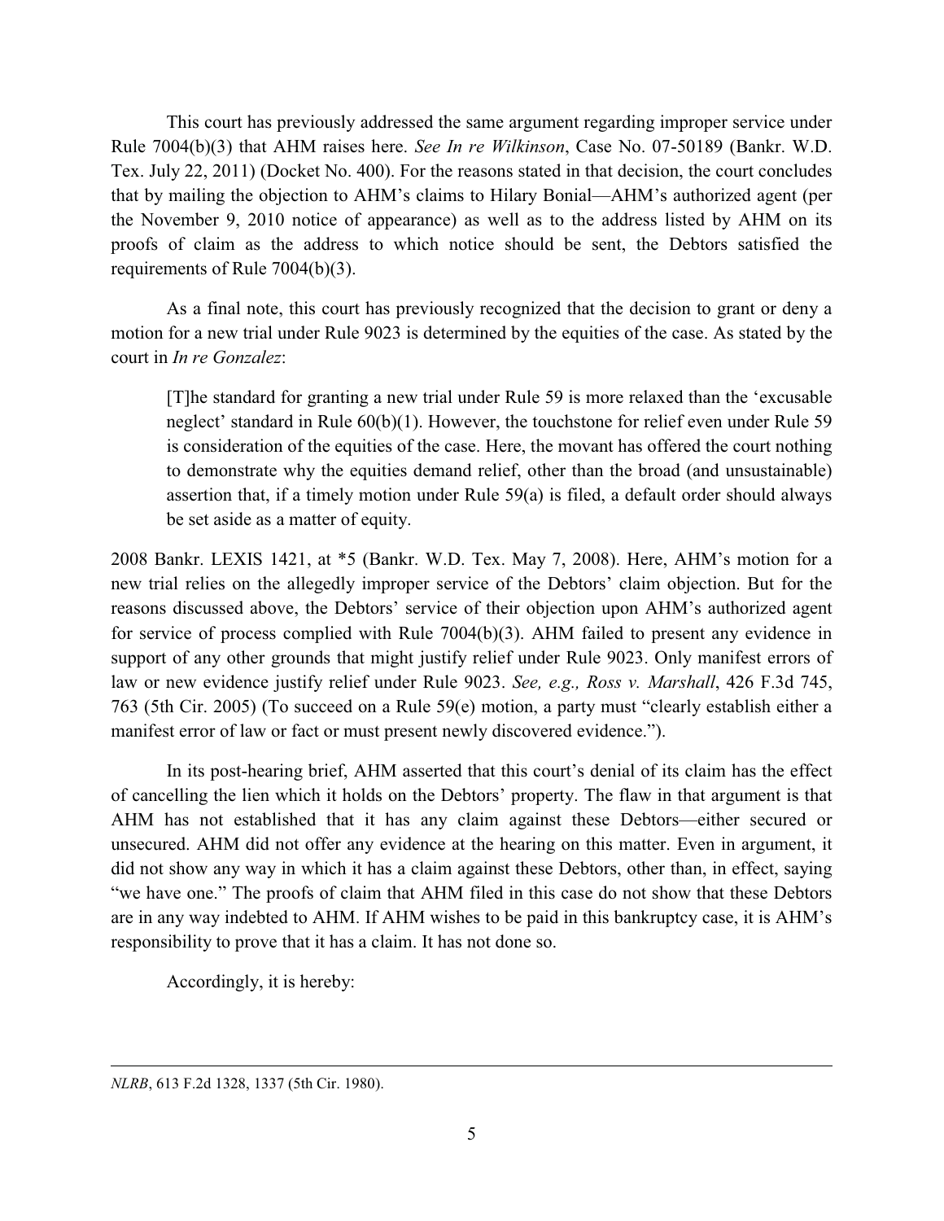This court has previously addressed the same argument regarding improper service under Rule 7004(b)(3) that AHM raises here. *See In re Wilkinson*, Case No. 07-50189 (Bankr. W.D. Tex. July 22, 2011) (Docket No. 400). For the reasons stated in that decision, the court concludes that by mailing the objection to AHM's claims to Hilary Bonial—AHM's authorized agent (per the November 9, 2010 notice of appearance) as well as to the address listed by AHM on its proofs of claim as the address to which notice should be sent, the Debtors satisfied the requirements of Rule 7004(b)(3).

As a final note, this court has previously recognized that the decision to grant or deny a motion for a new trial under Rule 9023 is determined by the equities of the case. As stated by the court in *In re Gonzalez*:

> [T]he standard for granting a new trial under Rule 59 is more relaxed than the 'excusable neglect' standard in Rule 60(b)(1). However, the touchstone for relief even under Rule 59 is consideration of the equities of the case. Here, the movant has offered the court nothing to demonstrate why the equities demand relief, other than the broad (and unsustainable) assertion that, if a timely motion under Rule 59(a) is filed, a default order should always be set aside as a matter of equity.

2008 Bankr. LEXIS 1421, at *5 (Bankr. W.D. Tex. May 7, 2008). Here, AHM's motion for a new trial relies on the allegedly improper service of the Debtors' claim objection. But for the reasons discussed above, the Debtors' service of their objection upon AHM's authorized agent for service of process complied with Rule 7004(b)(3). AHM failed to present any evidence in support of any other grounds that might justify relief under Rule 9023. Only manifest errors of law or new evidence justify relief under Rule 9023. *See, e.g., Ross v. Marshall*, 426 F.3d 745, 763 (5th Cir. 2005) (To succeed on a Rule 59(e) motion, a party must "clearly establish either a manifest error of law or fact or must present newly discovered evidence.").

In its post-hearing brief, AHM asserted that this court's denial of its claim has the effect of cancelling the lien which it holds on the Debtors' property. The flaw in that argument is that AHM has not established that it has any claim against these Debtors—either secured or unsecured. AHM did not offer any evidence at the hearing on this matter. Even in argument, it did not show any way in which it has a claim against these Debtors, other than, in effect, saying "we have one." The proofs of claim that AHM filed in this case do not show that these Debtors are in any way indebted to AHM. If AHM wishes to be paid in this bankruptcy case, it is AHM's responsibility to prove that it has a claim. It has not done so.

Accordingly, it is hereby:

---

*NLRB*, 613 F.2d 1328, 1337 (5th Cir. 1980).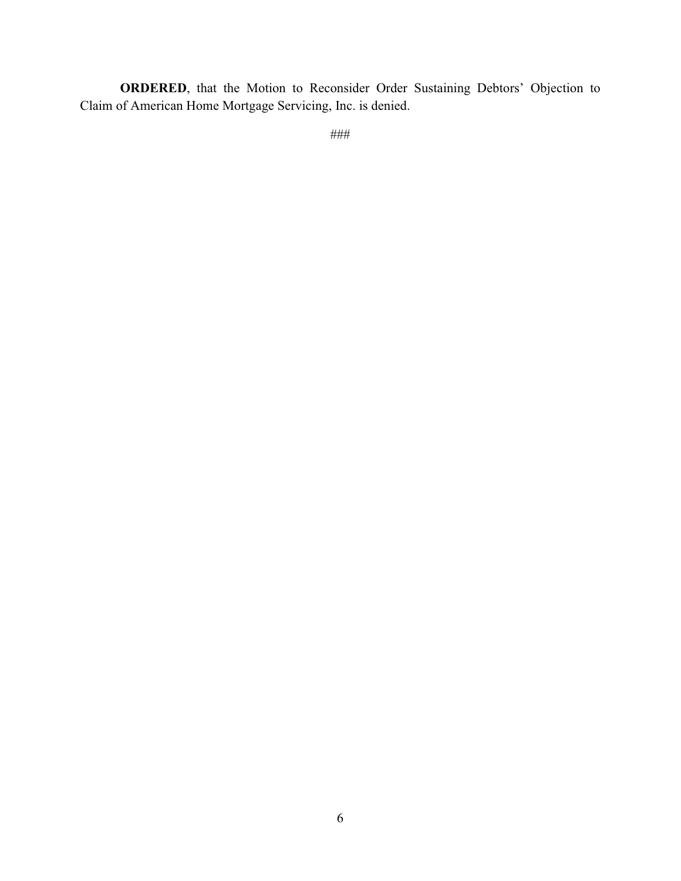**ORDERED**, that the Motion to Reconsider Order Sustaining Debtors' Objection to Claim of American Home Mortgage Servicing, Inc. is denied.

###